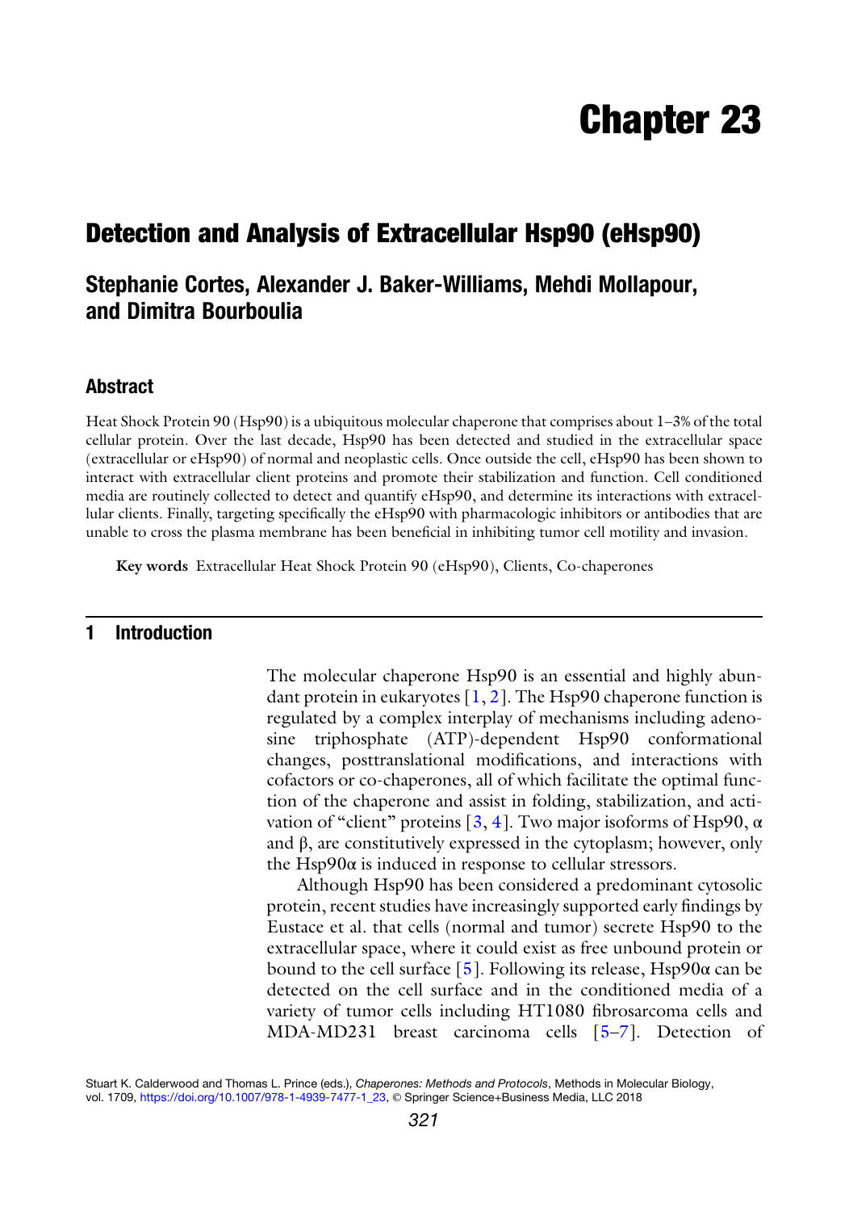# Chapter 23

## Detection and Analysis of Extracellular Hsp90 (eHsp90)

### Stephanie Cortes, Alexander J. Baker-Williams, Mehdi Mollapour, and Dimitra Bourboulia

### Abstract

Heat Shock Protein 90 (Hsp90) is a ubiquitous molecular chaperone that comprises about 1–3% of the total cellular protein. Over the last decade, Hsp90 has been detected and studied in the extracellular space (extracellular or eHsp90) of normal and neoplastic cells. Once outside the cell, eHsp90 has been shown to interact with extracellular client proteins and promote their stabilization and function. Cell conditioned media are routinely collected to detect and quantify eHsp90, and determine its interactions with extracellular clients. Finally, targeting specifically the eHsp90 with pharmacologic inhibitors or antibodies that are unable to cross the plasma membrane has been beneficial in inhibiting tumor cell motility and invasion.

**Key words** Extracellular Heat Shock Protein 90 (eHsp90), Clients, Co-chaperones

## 1 Introduction

The molecular chaperone Hsp90 is an essential and highly abundant protein in eukaryotes [1, 2]. The Hsp90 chaperone function is regulated by a complex interplay of mechanisms including adenosine triphosphate (ATP)-dependent Hsp90 conformational changes, posttranslational modifications, and interactions with cofactors or co-chaperones, all of which facilitate the optimal function of the chaperone and assist in folding, stabilization, and activation of "client" proteins [3, 4]. Two major isoforms of Hsp90, α and β, are constitutively expressed in the cytoplasm; however, only the Hsp90α is induced in response to cellular stressors.

Although Hsp90 has been considered a predominant cytosolic protein, recent studies have increasingly supported early findings by Eustace et al. that cells (normal and tumor) secrete Hsp90 to the extracellular space, where it could exist as free unbound protein or bound to the cell surface [5]. Following its release, Hsp90α can be detected on the cell surface and in the conditioned media of a variety of tumor cells including HT1080 fibrosarcoma cells and MDA-MD231 breast carcinoma cells [5–7]. Detection of

Stuart K. Calderwood and Thomas L. Prince (eds.), *Chaperones: Methods and Protocols*, Methods in Molecular Biology, vol. 1709, https://doi.org/10.1007/978-1-4939-7477-1_23, © Springer Science+Business Media, LLC 2018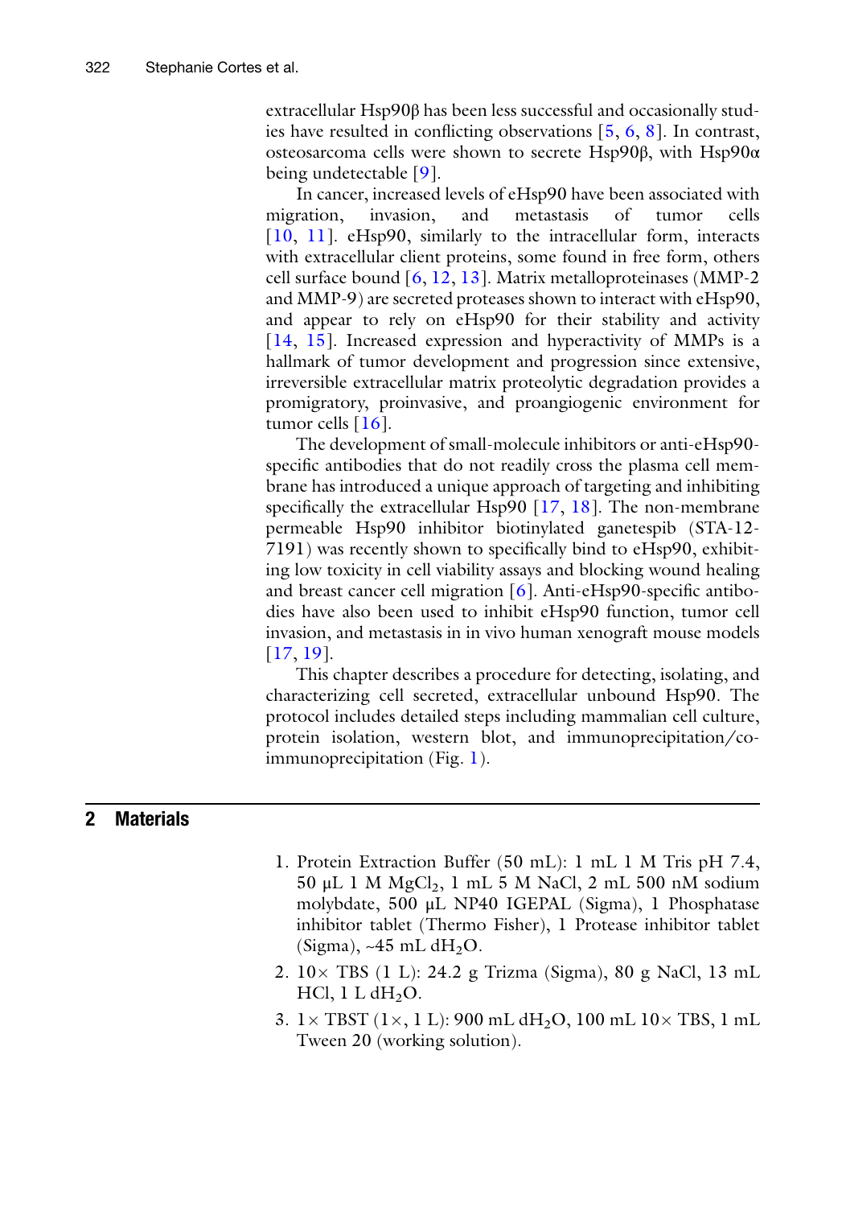extracellular Hsp90β has been less successful and occasionally studies have resulted in conflicting observations [5, 6, 8]. In contrast, osteosarcoma cells were shown to secrete Hsp90β, with Hsp90α being undetectable [9].

In cancer, increased levels of eHsp90 have been associated with migration, invasion, and metastasis of tumor cells [10, 11]. eHsp90, similarly to the intracellular form, interacts with extracellular client proteins, some found in free form, others cell surface bound [6, 12, 13]. Matrix metalloproteinases (MMP-2 and MMP-9) are secreted proteases shown to interact with eHsp90, and appear to rely on eHsp90 for their stability and activity [14, 15]. Increased expression and hyperactivity of MMPs is a hallmark of tumor development and progression since extensive, irreversible extracellular matrix proteolytic degradation provides a promigratory, proinvasive, and proangiogenic environment for tumor cells [16].

The development of small-molecule inhibitors or anti-eHsp90-specific antibodies that do not readily cross the plasma cell membrane has introduced a unique approach of targeting and inhibiting specifically the extracellular Hsp90 [17, 18]. The non-membrane permeable Hsp90 inhibitor biotinylated ganetespib (STA-12-7191) was recently shown to specifically bind to eHsp90, exhibiting low toxicity in cell viability assays and blocking wound healing and breast cancer cell migration [6]. Anti-eHsp90-specific antibodies have also been used to inhibit eHsp90 function, tumor cell invasion, and metastasis in in vivo human xenograft mouse models [17, 19].

This chapter describes a procedure for detecting, isolating, and characterizing cell secreted, extracellular unbound Hsp90. The protocol includes detailed steps including mammalian cell culture, protein isolation, western blot, and immunoprecipitation/co-immunoprecipitation (Fig. 1).

## 2 Materials

1. Protein Extraction Buffer (50 mL): 1 mL 1 M Tris pH 7.4, 50 μL 1 M $MgCl_2$, 1 mL 5 M NaCl, 2 mL 500 nM sodium molybdate, 500 μL NP40 IGEPAL (Sigma), 1 Phosphatase inhibitor tablet (Thermo Fisher), 1 Protease inhibitor tablet (Sigma), ~45 mL $dH_2O$.
2. 10× TBS (1 L): 24.2 g Trizma (Sigma), 80 g NaCl, 13 mL HCl, 1 L $dH_2O$.
3. 1× TBST (1×, 1 L): 900 mL $dH_2O$, 100 mL 10× TBS, 1 mL Tween 20 (working solution).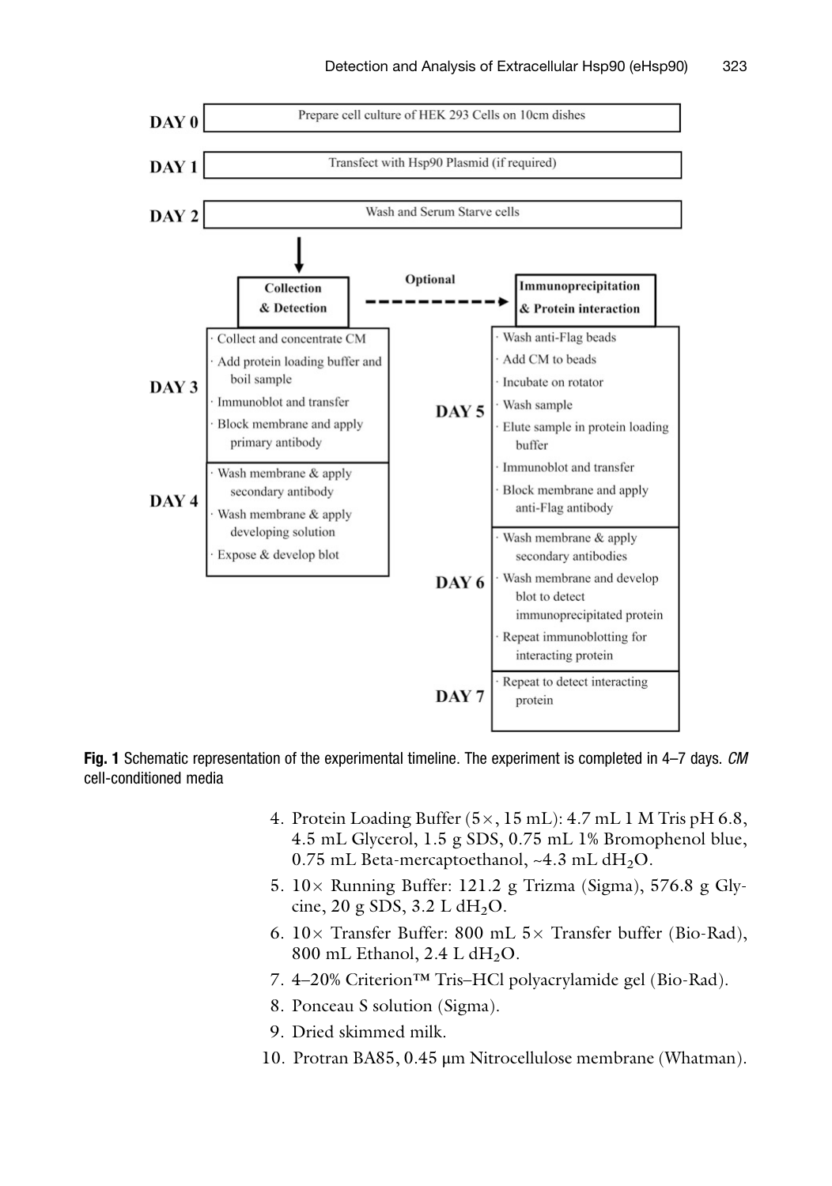DAY 0 Prepare cell culture of HEK 293 Cells on 10cm dishes

DAY 1 Transfect with Hsp90 Plasmid (if required)

DAY 2 Wash and Serum Starve cells

Collection & Detection

Optional

Immunoprecipitation & Protein interaction

DAY 3
- Collect and concentrate CM
- Add protein loading buffer and boil sample
- Immunoblot and transfer
- Block membrane and apply primary antibody

DAY 4
- Wash membrane & apply secondary antibody
- Wash membrane & apply developing solution
- Expose & develop blot

DAY 5
- Wash anti-Flag beads
- Add CM to beads
- Incubate on rotator
- Wash sample
- Elute sample in protein loading buffer
- Immunoblot and transfer
- Block membrane and apply anti-Flag antibody

DAY 6
- Wash membrane & apply secondary antibodies
- Wash membrane and develop blot to detect immunoprecipitated protein
- Repeat immunoblotting for interacting protein

DAY 7
- Repeat to detect interacting protein

**Fig. 1** Schematic representation of the experimental timeline. The experiment is completed in 4–7 days. *CM* cell-conditioned media

4. Protein Loading Buffer (5×, 15 mL): 4.7 mL 1 M Tris pH 6.8, 4.5 mL Glycerol, 1.5 g SDS, 0.75 mL 1% Bromophenol blue, 0.75 mL Beta-mercaptoethanol, ~4.3 mL $dH_2O$.
5. 10× Running Buffer: 121.2 g Trizma (Sigma), 576.8 g Glycine, 20 g SDS, 3.2 L $dH_2O$.
6. 10× Transfer Buffer: 800 mL 5× Transfer buffer (Bio-Rad), 800 mL Ethanol, 2.4 L $dH_2O$.
7. 4–20% Criterion™ Tris–HCl polyacrylamide gel (Bio-Rad).
8. Ponceau S solution (Sigma).
9. Dried skimmed milk.
10. Protran BA85, 0.45 μm Nitrocellulose membrane (Whatman).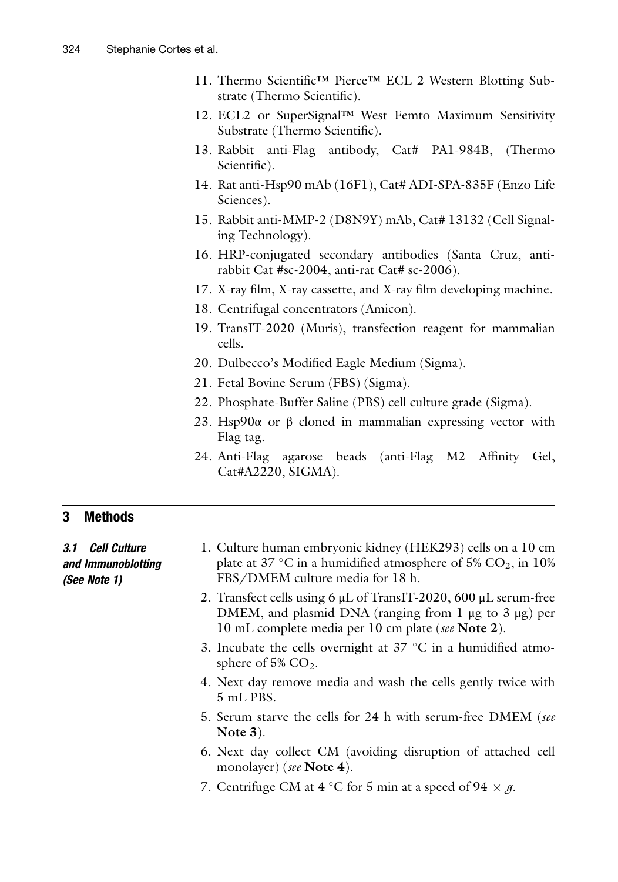11. Thermo Scientific™ Pierce™ ECL 2 Western Blotting Substrate (Thermo Scientific).
12. ECL2 or SuperSignal™ West Femto Maximum Sensitivity Substrate (Thermo Scientific).
13. Rabbit anti-Flag antibody, Cat# PA1-984B, (Thermo Scientific).
14. Rat anti-Hsp90 mAb (16F1), Cat# ADI-SPA-835F (Enzo Life Sciences).
15. Rabbit anti-MMP-2 (D8N9Y) mAb, Cat# 13132 (Cell Signaling Technology).
16. HRP-conjugated secondary antibodies (Santa Cruz, anti-rabbit Cat #sc-2004, anti-rat Cat# sc-2006).
17. X-ray film, X-ray cassette, and X-ray film developing machine.
18. Centrifugal concentrators (Amicon).
19. TransIT-2020 (Muris), transfection reagent for mammalian cells.
20. Dulbecco's Modified Eagle Medium (Sigma).
21. Fetal Bovine Serum (FBS) (Sigma).
22. Phosphate-Buffer Saline (PBS) cell culture grade (Sigma).
23. Hsp90α or β cloned in mammalian expressing vector with Flag tag.
24. Anti-Flag agarose beads (anti-Flag M2 Affinity Gel, Cat#A2220, SIGMA).

## 3 Methods

### *3.1 Cell Culture and Immunoblotting (See Note 1)*

1. Culture human embryonic kidney (HEK293) cells on a 10 cm plate at 37 °C in a humidified atmosphere of 5% $CO_2$, in 10% FBS/DMEM culture media for 18 h.
2. Transfect cells using 6 μL of TransIT-2020, 600 μL serum-free DMEM, and plasmid DNA (ranging from 1 μg to 3 μg) per 10 mL complete media per 10 cm plate (*see* **Note 2**).
3. Incubate the cells overnight at 37 °C in a humidified atmosphere of 5% $CO_2$.
4. Next day remove media and wash the cells gently twice with 5 mL PBS.
5. Serum starve the cells for 24 h with serum-free DMEM (*see* **Note 3**).
6. Next day collect CM (avoiding disruption of attached cell monolayer) (*see* **Note 4**).
7. Centrifuge CM at 4 °C for 5 min at a speed of $94 \times g$.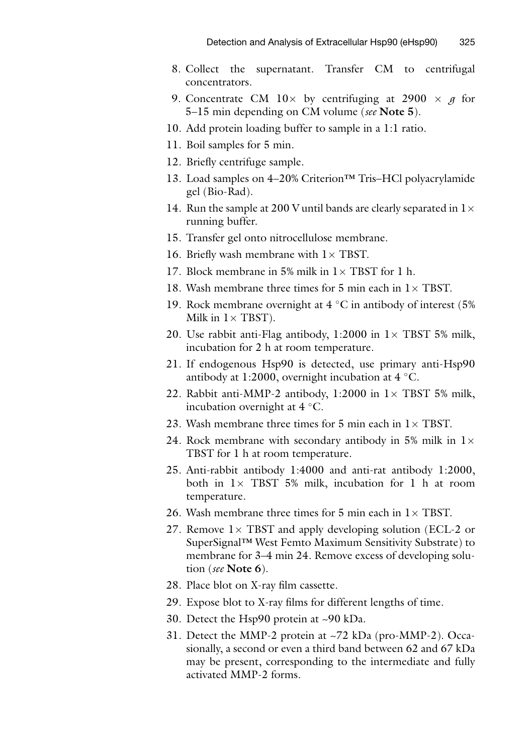8. Collect the supernatant. Transfer CM to centrifugal concentrators.
9. Concentrate CM 10× by centrifuging at 2900 × *g* for 5–15 min depending on CM volume (*see* **Note 5**).
10. Add protein loading buffer to sample in a 1:1 ratio.
11. Boil samples for 5 min.
12. Briefly centrifuge sample.
13. Load samples on 4–20% Criterion™ Tris–HCl polyacrylamide gel (Bio-Rad).
14. Run the sample at 200 V until bands are clearly separated in 1× running buffer.
15. Transfer gel onto nitrocellulose membrane.
16. Briefly wash membrane with 1× TBST.
17. Block membrane in 5% milk in 1× TBST for 1 h.
18. Wash membrane three times for 5 min each in 1× TBST.
19. Rock membrane overnight at 4 °C in antibody of interest (5% Milk in 1× TBST).
20. Use rabbit anti-Flag antibody, 1:2000 in 1× TBST 5% milk, incubation for 2 h at room temperature.
21. If endogenous Hsp90 is detected, use primary anti-Hsp90 antibody at 1:2000, overnight incubation at 4 °C.
22. Rabbit anti-MMP-2 antibody, 1:2000 in 1× TBST 5% milk, incubation overnight at 4 °C.
23. Wash membrane three times for 5 min each in 1× TBST.
24. Rock membrane with secondary antibody in 5% milk in 1× TBST for 1 h at room temperature.
25. Anti-rabbit antibody 1:4000 and anti-rat antibody 1:2000, both in 1× TBST 5% milk, incubation for 1 h at room temperature.
26. Wash membrane three times for 5 min each in 1× TBST.
27. Remove 1× TBST and apply developing solution (ECL-2 or SuperSignal™ West Femto Maximum Sensitivity Substrate) to membrane for 3–4 min 24. Remove excess of developing solution (*see* **Note 6**).
28. Place blot on X-ray film cassette.
29. Expose blot to X-ray films for different lengths of time.
30. Detect the Hsp90 protein at ~90 kDa.
31. Detect the MMP-2 protein at ~72 kDa (pro-MMP-2). Occasionally, a second or even a third band between 62 and 67 kDa may be present, corresponding to the intermediate and fully activated MMP-2 forms.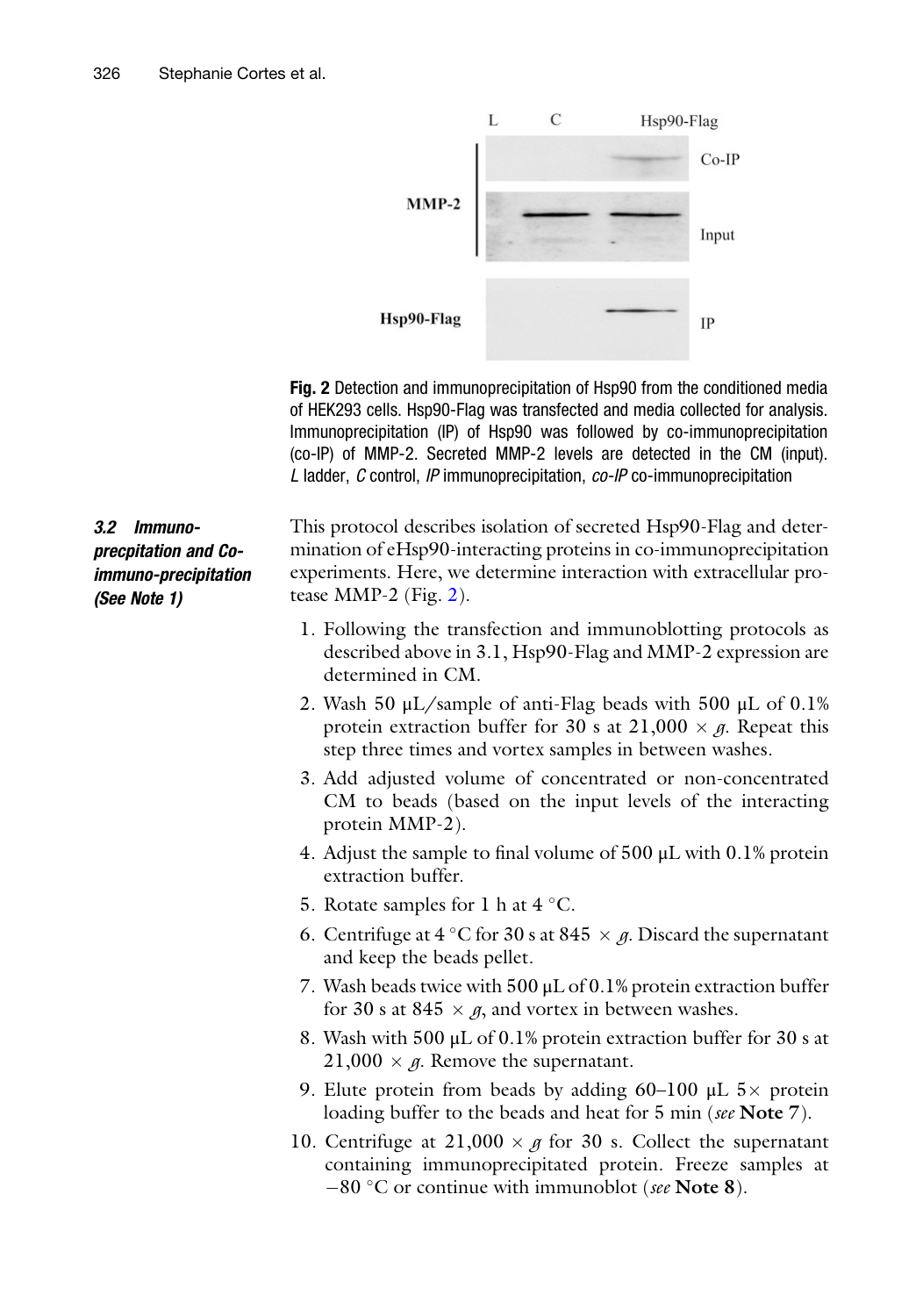L C Hsp90-Flag

MMP-2

Co-IP

Input

Hsp90-Flag

IP

**Fig. 2** Detection and immunoprecipitation of Hsp90 from the conditioned media of HEK293 cells. Hsp90-Flag was transfected and media collected for analysis. Immunoprecipitation (IP) of Hsp90 was followed by co-immunoprecipitation (co-IP) of MMP-2. Secreted MMP-2 levels are detected in the CM (input). *L* ladder, *C* control, *IP* immunoprecipitation, *co-IP* co-immunoprecipitation

### *3.2 Immuno-precpitation and Co-immuno-precipitation (See Note 1)*

This protocol describes isolation of secreted Hsp90-Flag and determination of eHsp90-interacting proteins in co-immunoprecipitation experiments. Here, we determine interaction with extracellular protease MMP-2 (Fig. 2).

1. Following the transfection and immunoblotting protocols as described above in 3.1, Hsp90-Flag and MMP-2 expression are determined in CM.
2. Wash 50 μL/sample of anti-Flag beads with 500 μL of 0.1% protein extraction buffer for 30 s at 21,000 × *g*. Repeat this step three times and vortex samples in between washes.
3. Add adjusted volume of concentrated or non-concentrated CM to beads (based on the input levels of the interacting protein MMP-2).
4. Adjust the sample to final volume of 500 μL with 0.1% protein extraction buffer.
5. Rotate samples for 1 h at 4 °C.
6. Centrifuge at 4 °C for 30 s at 845 × *g*. Discard the supernatant and keep the beads pellet.
7. Wash beads twice with 500 μL of 0.1% protein extraction buffer for 30 s at 845 × *g*, and vortex in between washes.
8. Wash with 500 μL of 0.1% protein extraction buffer for 30 s at 21,000 × *g*. Remove the supernatant.
9. Elute protein from beads by adding 60–100 μL 5× protein loading buffer to the beads and heat for 5 min (*see* **Note 7**).
10. Centrifuge at 21,000 × *g* for 30 s. Collect the supernatant containing immunoprecipitated protein. Freeze samples at −80 °C or continue with immunoblot (*see* **Note 8**).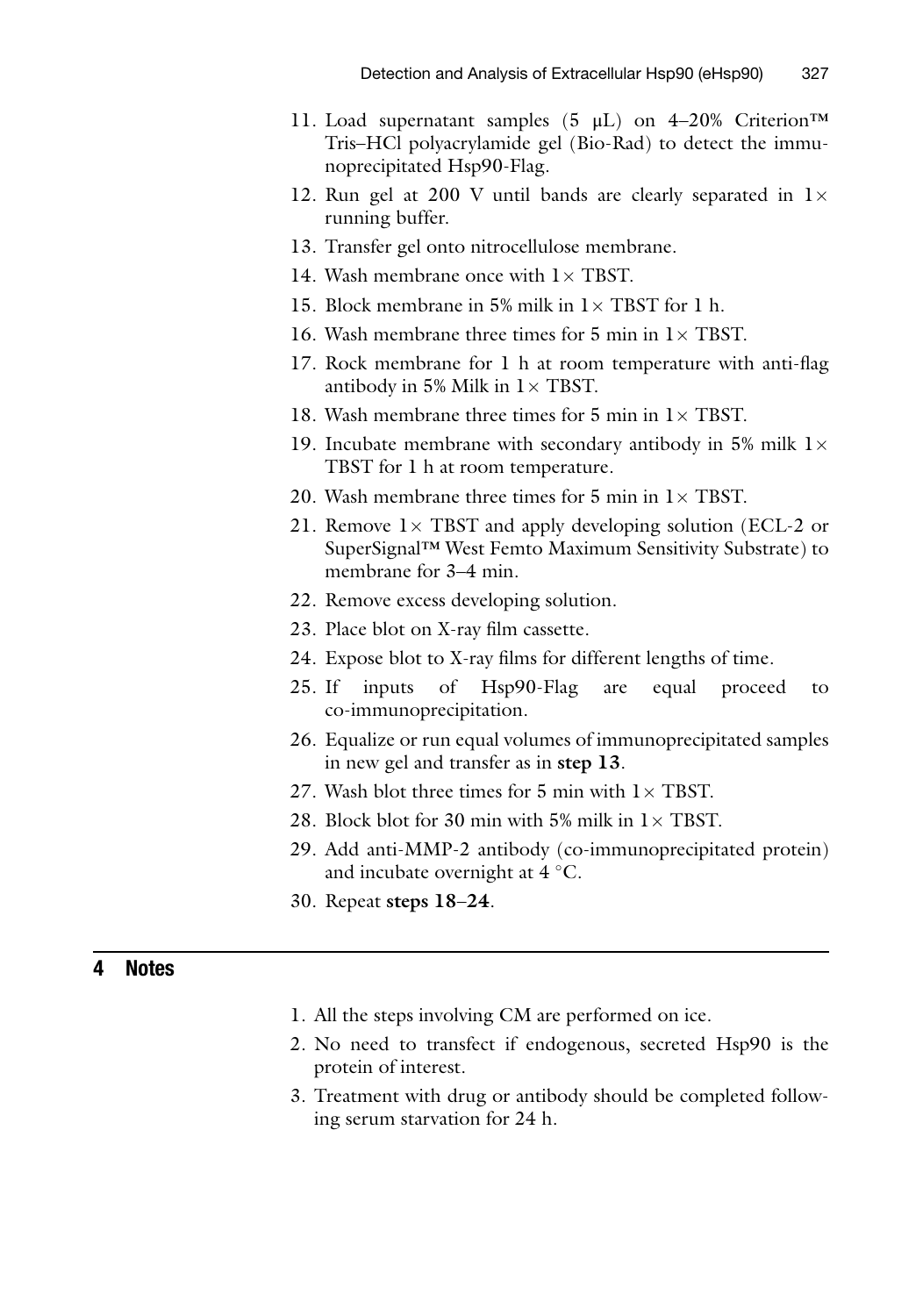11. Load supernatant samples (5 μL) on 4–20% Criterion™ Tris–HCl polyacrylamide gel (Bio-Rad) to detect the immunoprecipitated Hsp90-Flag.
12. Run gel at 200 V until bands are clearly separated in 1× running buffer.
13. Transfer gel onto nitrocellulose membrane.
14. Wash membrane once with 1× TBST.
15. Block membrane in 5% milk in 1× TBST for 1 h.
16. Wash membrane three times for 5 min in 1× TBST.
17. Rock membrane for 1 h at room temperature with anti-flag antibody in 5% Milk in 1× TBST.
18. Wash membrane three times for 5 min in 1× TBST.
19. Incubate membrane with secondary antibody in 5% milk 1× TBST for 1 h at room temperature.
20. Wash membrane three times for 5 min in 1× TBST.
21. Remove 1× TBST and apply developing solution (ECL-2 or SuperSignal™ West Femto Maximum Sensitivity Substrate) to membrane for 3–4 min.
22. Remove excess developing solution.
23. Place blot on X-ray film cassette.
24. Expose blot to X-ray films for different lengths of time.
25. If inputs of Hsp90-Flag are equal proceed to co-immunoprecipitation.
26. Equalize or run equal volumes of immunoprecipitated samples in new gel and transfer as in **step 13**.
27. Wash blot three times for 5 min with 1× TBST.
28. Block blot for 30 min with 5% milk in 1× TBST.
29. Add anti-MMP-2 antibody (co-immunoprecipitated protein) and incubate overnight at 4 °C.
30. Repeat **steps 18**–**24**.

## 4 Notes

1. All the steps involving CM are performed on ice.
2. No need to transfect if endogenous, secreted Hsp90 is the protein of interest.
3. Treatment with drug or antibody should be completed following serum starvation for 24 h.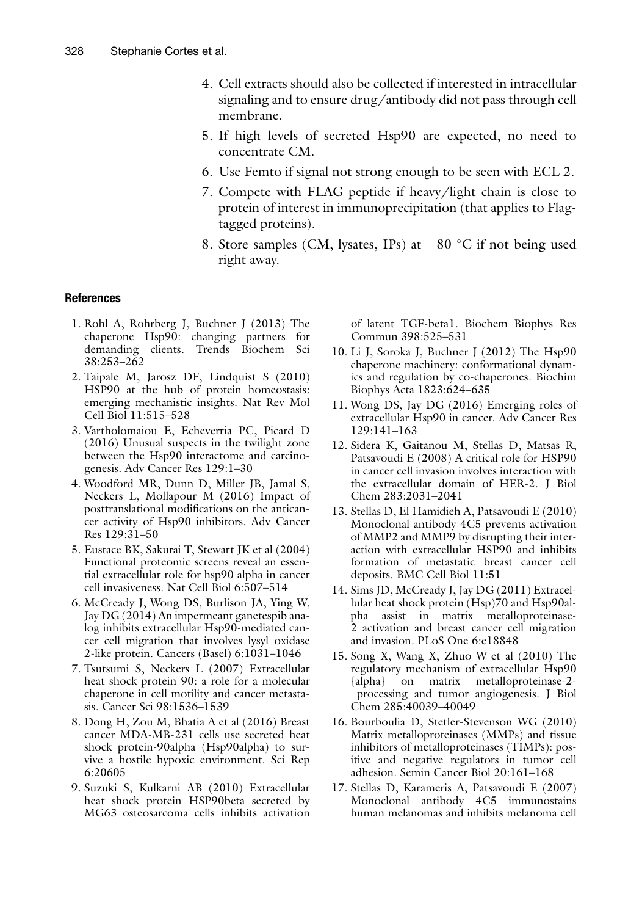4. Cell extracts should also be collected if interested in intracellular signaling and to ensure drug/antibody did not pass through cell membrane.
5. If high levels of secreted Hsp90 are expected, no need to concentrate CM.
6. Use Femto if signal not strong enough to be seen with ECL 2.
7. Compete with FLAG peptide if heavy/light chain is close to protein of interest in immunoprecipitation (that applies to Flag-tagged proteins).
8. Store samples (CM, lysates, IPs) at −80 °C if not being used right away.

## References

1. Rohl A, Rohrberg J, Buchner J (2013) The chaperone Hsp90: changing partners for demanding clients. Trends Biochem Sci 38:253–262
2. Taipale M, Jarosz DF, Lindquist S (2010) HSP90 at the hub of protein homeostasis: emerging mechanistic insights. Nat Rev Mol Cell Biol 11:515–528
3. Vartholomaiou E, Echeverria PC, Picard D (2016) Unusual suspects in the twilight zone between the Hsp90 interactome and carcinogenesis. Adv Cancer Res 129:1–30
4. Woodford MR, Dunn D, Miller JB, Jamal S, Neckers L, Mollapour M (2016) Impact of posttranslational modifications on the anticancer activity of Hsp90 inhibitors. Adv Cancer Res 129:31–50
5. Eustace BK, Sakurai T, Stewart JK et al (2004) Functional proteomic screens reveal an essential extracellular role for hsp90 alpha in cancer cell invasiveness. Nat Cell Biol 6:507–514
6. McCready J, Wong DS, Burlison JA, Ying W, Jay DG (2014) An impermeant ganetespib analog inhibits extracellular Hsp90-mediated cancer cell migration that involves lysyl oxidase 2-like protein. Cancers (Basel) 6:1031–1046
7. Tsutsumi S, Neckers L (2007) Extracellular heat shock protein 90: a role for a molecular chaperone in cell motility and cancer metastasis. Cancer Sci 98:1536–1539
8. Dong H, Zou M, Bhatia A et al (2016) Breast cancer MDA-MB-231 cells use secreted heat shock protein-90alpha (Hsp90alpha) to survive a hostile hypoxic environment. Sci Rep 6:20605
9. Suzuki S, Kulkarni AB (2010) Extracellular heat shock protein HSP90beta secreted by MG63 osteosarcoma cells inhibits activation of latent TGF-beta1. Biochem Biophys Res Commun 398:525–531
10. Li J, Soroka J, Buchner J (2012) The Hsp90 chaperone machinery: conformational dynamics and regulation by co-chaperones. Biochim Biophys Acta 1823:624–635
11. Wong DS, Jay DG (2016) Emerging roles of extracellular Hsp90 in cancer. Adv Cancer Res 129:141–163
12. Sidera K, Gaitanou M, Stellas D, Matsas R, Patsavoudi E (2008) A critical role for HSP90 in cancer cell invasion involves interaction with the extracellular domain of HER-2. J Biol Chem 283:2031–2041
13. Stellas D, El Hamidieh A, Patsavoudi E (2010) Monoclonal antibody 4C5 prevents activation of MMP2 and MMP9 by disrupting their interaction with extracellular HSP90 and inhibits formation of metastatic breast cancer cell deposits. BMC Cell Biol 11:51
14. Sims JD, McCready J, Jay DG (2011) Extracellular heat shock protein (Hsp)70 and Hsp90alpha assist in matrix metalloproteinase-2 activation and breast cancer cell migration and invasion. PLoS One 6:e18848
15. Song X, Wang X, Zhuo W et al (2010) The regulatory mechanism of extracellular Hsp90 {alpha} on matrix metalloproteinase-2-processing and tumor angiogenesis. J Biol Chem 285:40039–40049
16. Bourboulia D, Stetler-Stevenson WG (2010) Matrix metalloproteinases (MMPs) and tissue inhibitors of metalloproteinases (TIMPs): positive and negative regulators in tumor cell adhesion. Semin Cancer Biol 20:161–168
17. Stellas D, Karameris A, Patsavoudi E (2007) Monoclonal antibody 4C5 immunostains human melanomas and inhibits melanoma cell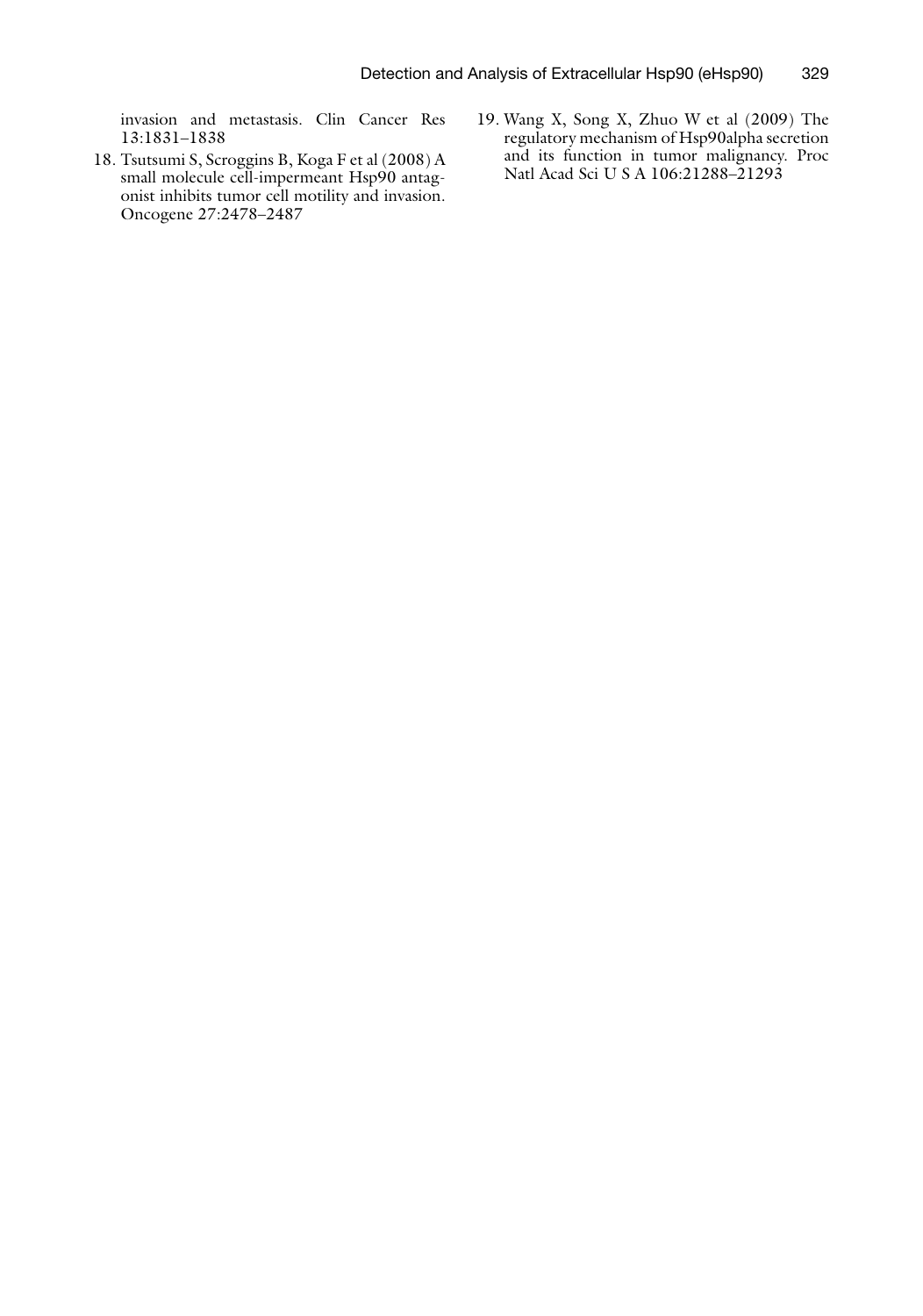invasion and metastasis. Clin Cancer Res 13:1831–1838

18. Tsutsumi S, Scroggins B, Koga F et al (2008) A small molecule cell-impermeant Hsp90 antagonist inhibits tumor cell motility and invasion. Oncogene 27:2478–2487
19. Wang X, Song X, Zhuo W et al (2009) The regulatory mechanism of Hsp90alpha secretion and its function in tumor malignancy. Proc Natl Acad Sci U S A 106:21288–21293